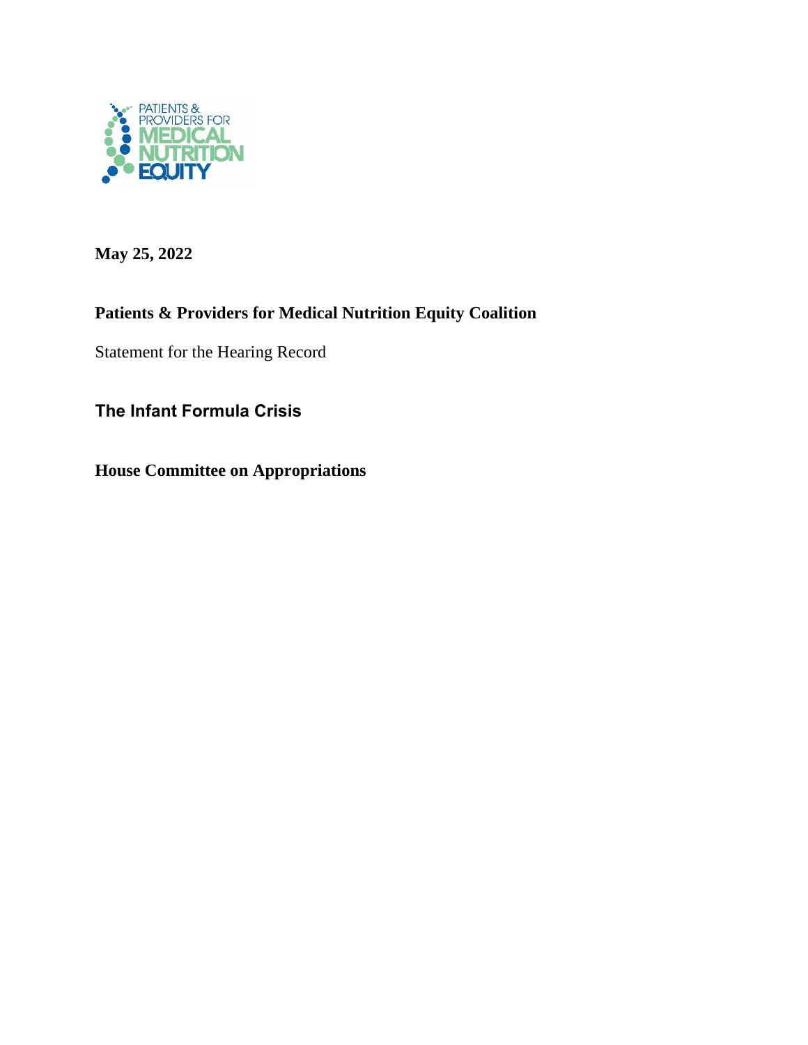PATIENTS & PROVIDERS FOR MEDICAL NUTRITION EQUITY

**May 25, 2022**

**Patients & Providers for Medical Nutrition Equity Coalition**

Statement for the Hearing Record

## The Infant Formula Crisis

**House Committee on Appropriations**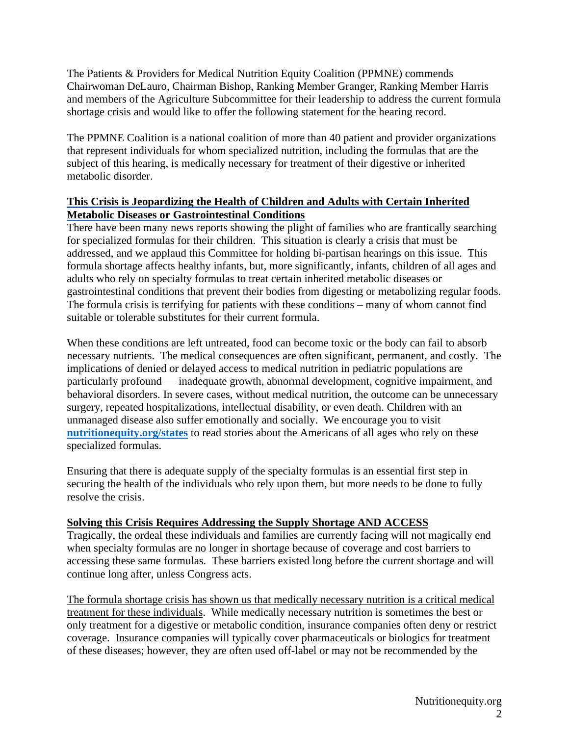The Patients & Providers for Medical Nutrition Equity Coalition (PPMNE) commends Chairwoman DeLauro, Chairman Bishop, Ranking Member Granger, Ranking Member Harris and members of the Agriculture Subcommittee for their leadership to address the current formula shortage crisis and would like to offer the following statement for the hearing record.

The PPMNE Coalition is a national coalition of more than 40 patient and provider organizations that represent individuals for whom specialized nutrition, including the formulas that are the subject of this hearing, is medically necessary for treatment of their digestive or inherited metabolic disorder.

**This Crisis is Jeopardizing the Health of Children and Adults with Certain Inherited Metabolic Diseases or Gastrointestinal Conditions**

There have been many news reports showing the plight of families who are frantically searching for specialized formulas for their children. This situation is clearly a crisis that must be addressed, and we applaud this Committee for holding bi-partisan hearings on this issue. This formula shortage affects healthy infants, but, more significantly, infants, children of all ages and adults who rely on specialty formulas to treat certain inherited metabolic diseases or gastrointestinal conditions that prevent their bodies from digesting or metabolizing regular foods. The formula crisis is terrifying for patients with these conditions – many of whom cannot find suitable or tolerable substitutes for their current formula.

When these conditions are left untreated, food can become toxic or the body can fail to absorb necessary nutrients. The medical consequences are often significant, permanent, and costly. The implications of denied or delayed access to medical nutrition in pediatric populations are particularly profound — inadequate growth, abnormal development, cognitive impairment, and behavioral disorders. In severe cases, without medical nutrition, the outcome can be unnecessary surgery, repeated hospitalizations, intellectual disability, or even death. Children with an unmanaged disease also suffer emotionally and socially. We encourage you to visit **nutritionequity.org/states** to read stories about the Americans of all ages who rely on these specialized formulas.

Ensuring that there is adequate supply of the specialty formulas is an essential first step in securing the health of the individuals who rely upon them, but more needs to be done to fully resolve the crisis.

**Solving this Crisis Requires Addressing the Supply Shortage AND ACCESS**

Tragically, the ordeal these individuals and families are currently facing will not magically end when specialty formulas are no longer in shortage because of coverage and cost barriers to accessing these same formulas. These barriers existed long before the current shortage and will continue long after, unless Congress acts.

The formula shortage crisis has shown us that medically necessary nutrition is a critical medical treatment for these individuals. While medically necessary nutrition is sometimes the best or only treatment for a digestive or metabolic condition, insurance companies often deny or restrict coverage. Insurance companies will typically cover pharmaceuticals or biologics for treatment of these diseases; however, they are often used off-label or may not be recommended by the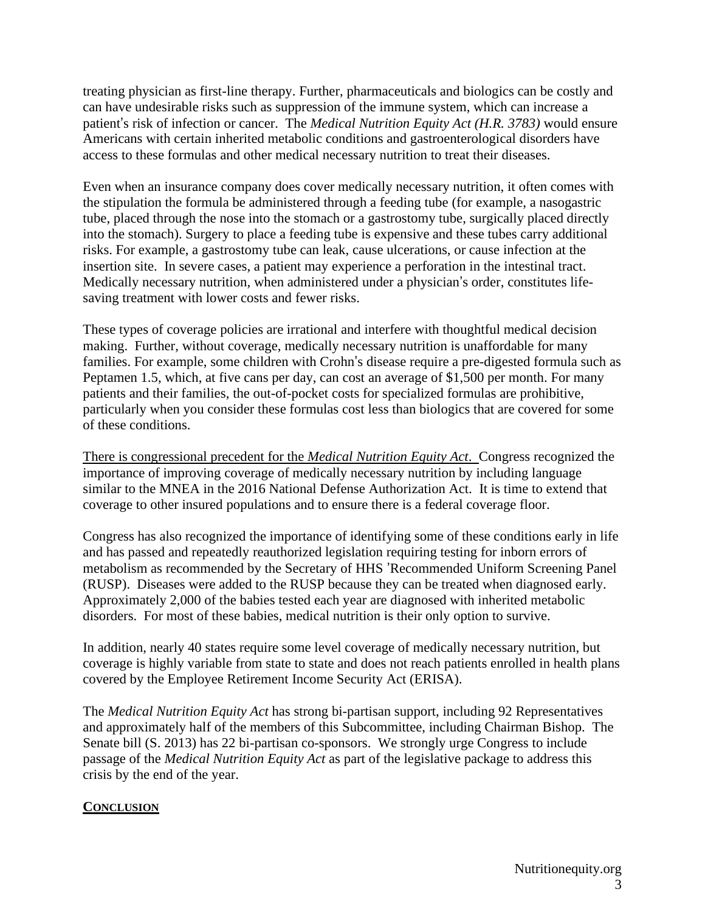treating physician as first-line therapy. Further, pharmaceuticals and biologics can be costly and can have undesirable risks such as suppression of the immune system, which can increase a patient's risk of infection or cancer. The *Medical Nutrition Equity Act (H.R. 3783)* would ensure Americans with certain inherited metabolic conditions and gastroenterological disorders have access to these formulas and other medical necessary nutrition to treat their diseases.

Even when an insurance company does cover medically necessary nutrition, it often comes with the stipulation the formula be administered through a feeding tube (for example, a nasogastric tube, placed through the nose into the stomach or a gastrostomy tube, surgically placed directly into the stomach). Surgery to place a feeding tube is expensive and these tubes carry additional risks. For example, a gastrostomy tube can leak, cause ulcerations, or cause infection at the insertion site. In severe cases, a patient may experience a perforation in the intestinal tract. Medically necessary nutrition, when administered under a physician's order, constitutes life-saving treatment with lower costs and fewer risks.

These types of coverage policies are irrational and interfere with thoughtful medical decision making. Further, without coverage, medically necessary nutrition is unaffordable for many families. For example, some children with Crohn's disease require a pre-digested formula such as Peptamen 1.5, which, at five cans per day, can cost an average of $1,500 per month. For many patients and their families, the out-of-pocket costs for specialized formulas are prohibitive, particularly when you consider these formulas cost less than biologics that are covered for some of these conditions.

<u>There is congressional precedent for the *Medical Nutrition Equity Act*.</u> Congress recognized the importance of improving coverage of medically necessary nutrition by including language similar to the MNEA in the 2016 National Defense Authorization Act. It is time to extend that coverage to other insured populations and to ensure there is a federal coverage floor.

Congress has also recognized the importance of identifying some of these conditions early in life and has passed and repeatedly reauthorized legislation requiring testing for inborn errors of metabolism as recommended by the Secretary of HHS 'Recommended Uniform Screening Panel (RUSP). Diseases were added to the RUSP because they can be treated when diagnosed early. Approximately 2,000 of the babies tested each year are diagnosed with inherited metabolic disorders. For most of these babies, medical nutrition is their only option to survive.

In addition, nearly 40 states require some level coverage of medically necessary nutrition, but coverage is highly variable from state to state and does not reach patients enrolled in health plans covered by the Employee Retirement Income Security Act (ERISA).

The *Medical Nutrition Equity Act* has strong bi-partisan support, including 92 Representatives and approximately half of the members of this Subcommittee, including Chairman Bishop. The Senate bill (S. 2013) has 22 bi-partisan co-sponsors. We strongly urge Congress to include passage of the *Medical Nutrition Equity Act* as part of the legislative package to address this crisis by the end of the year.

## CONCLUSION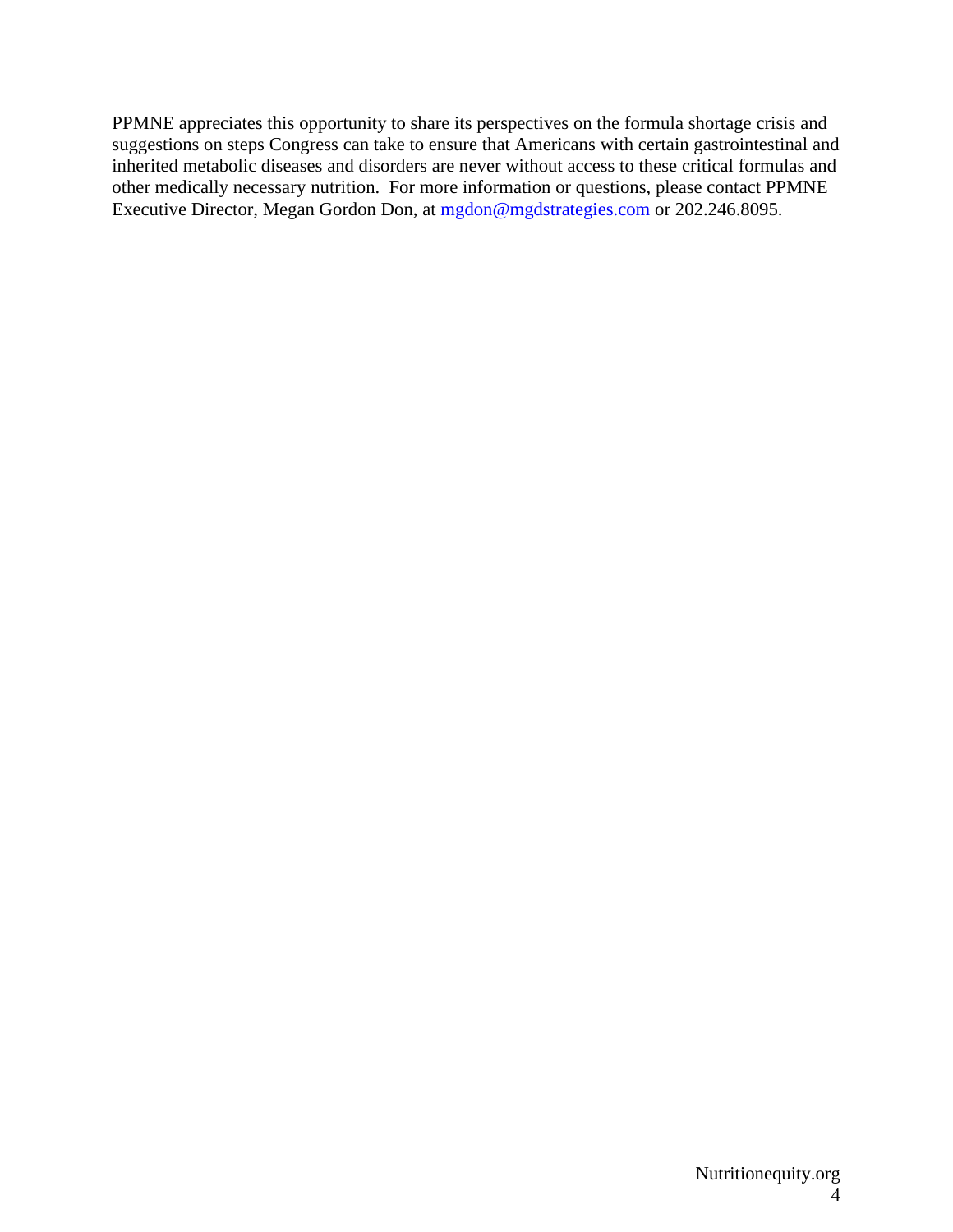PPMNE appreciates this opportunity to share its perspectives on the formula shortage crisis and suggestions on steps Congress can take to ensure that Americans with certain gastrointestinal and inherited metabolic diseases and disorders are never without access to these critical formulas and other medically necessary nutrition. For more information or questions, please contact PPMNE Executive Director, Megan Gordon Don, at [mgdon@mgdstrategies.com](mailto:mgdon@mgdstrategies.com) or 202.246.8095.